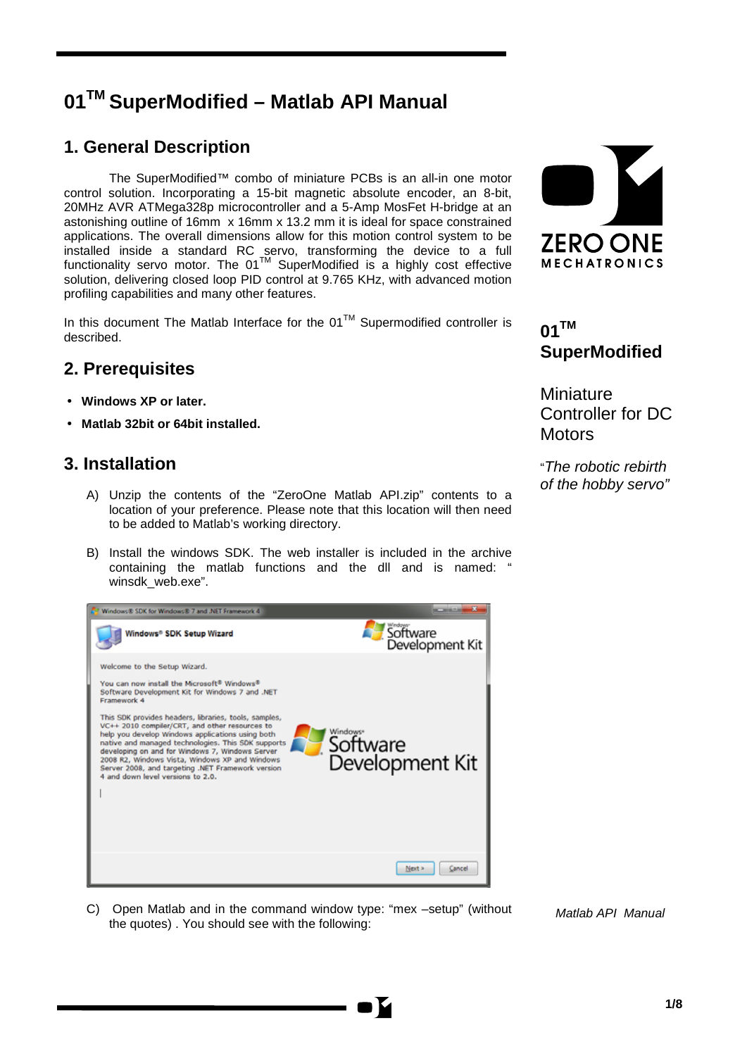# 01™ SuperModified – Matlab API Manual

## 1. General Description

The SuperModified™ combo of miniature PCBs is an all-in one motor control solution. Incorporating a 15-bit magnetic absolute encoder, an 8-bit, 20MHz AVR ATMega328p microcontroller and a 5-Amp MosFet H-bridge at an astonishing outline of 16mm x 16mm x 13.2 mm it is ideal for space constrained applications. The overall dimensions allow for this motion control system to be installed inside a standard RC servo, transforming the device to a full functionality servo motor. The 01™ SuperModified is a highly cost effective solution, delivering closed loop PID control at 9.765 KHz, with advanced motion profiling capabilities and many other features.

In this document The Matlab Interface for the 01™ Supermodified controller is described.

**01™ SuperModified**

Miniature Controller for DC Motors

*"The robotic rebirth of the hobby servo"*

## 2. Prerequisites

- **Windows XP or later.**
- **Matlab 32bit or 64bit installed.**

## 3. Installation

A) Unzip the contents of the "ZeroOne Matlab API.zip" contents to a location of your preference. Please note that this location will then need to be added to Matlab's working directory.

B) Install the windows SDK. The web installer is included in the archive containing the matlab functions and the dll and is named: "winsdk_web.exe".

C) Open Matlab and in the command window type: "mex –setup" (without the quotes) . You should see with the following: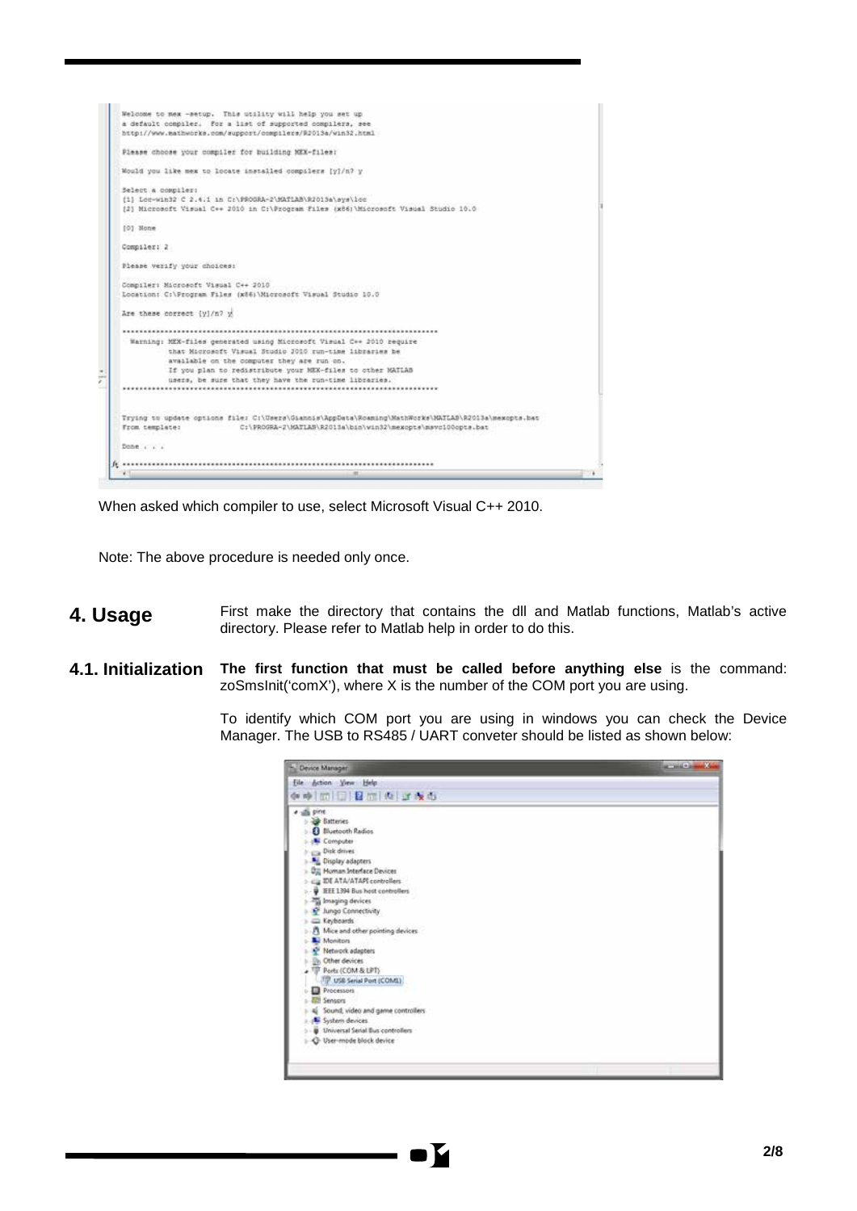```
Welcome to mex -setup.  This utility will help you set up
a default compiler.  For a list of supported compilers, see
http://www.mathworks.com/support/compilers/R2013a/win32.html

Please choose your compiler for building MEX-files:

Would you like mex to locate installed compilers [y]/n? y

Select a compiler:
[1] Lcc-win32 C 2.4.1 in C:\PROGRA~2\MATLAB\R2013a\sys\lcc
[2] Microsoft Visual C++ 2010 in C:\Program Files (x86)\Microsoft Visual Studio 10.0

[0] None

Compiler: 2

Please verify your choices:

Compiler: Microsoft Visual C++ 2010
Location: C:\Program Files (x86)\Microsoft Visual Studio 10.0

Are these correct [y]/n? y

***************************************************************************
  Warning: MEX-files generated using Microsoft Visual C++ 2010 require
           that Microsoft Visual Studio 2010 run-time libraries be
           available on the computer they are run on.
           If you plan to redistribute your MEX-files to other MATLAB
           users, be sure that they have the run-time libraries.
***************************************************************************

Trying to update options file: C:\Users\Giannis\AppData\Roaming\MathWorks\MATLAB\R2013a\mexopts.bat
From template:              C:\PROGRA~2\MATLAB\R2013a\bin\win32\mexopts\msvc100opts.bat

Done . . .

***************************************************************************
```

When asked which compiler to use, select Microsoft Visual C++ 2010.

Note: The above procedure is needed only once.

## 4. Usage

First make the directory that contains the dll and Matlab functions, Matlab's active directory. Please refer to Matlab help in order to do this.

### 4.1. Initialization

**The first function that must be called before anything else** is the command: zoSmsInit('comX'), where X is the number of the COM port you are using.

To identify which COM port you are using in windows you can check the Device Manager. The USB to RS485 / UART conveter should be listed as shown below: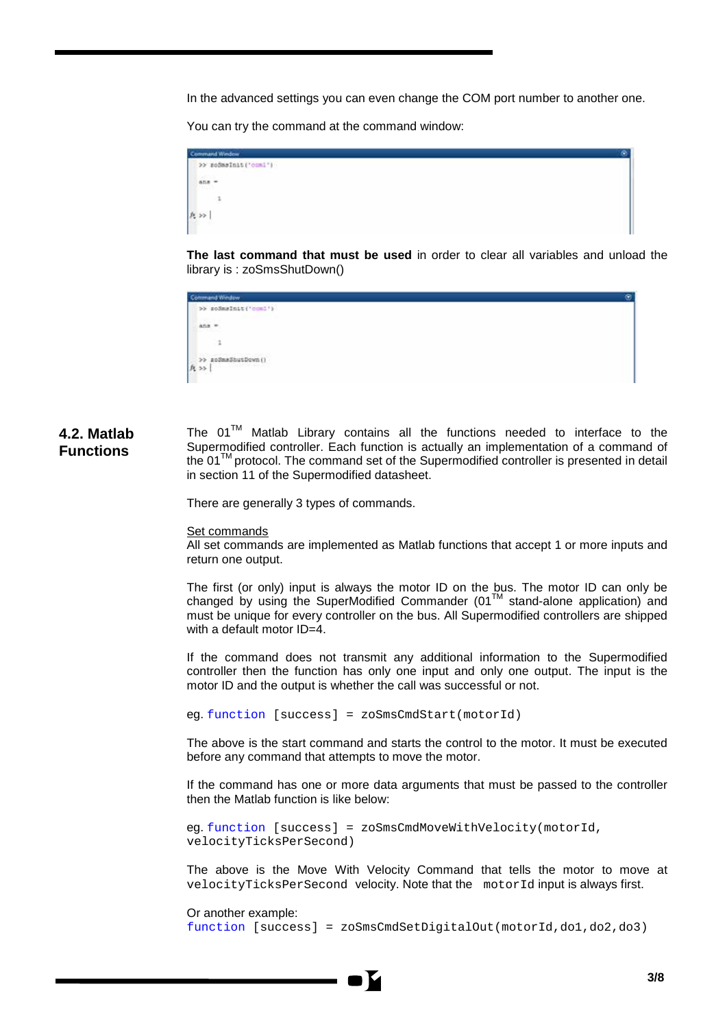In the advanced settings you can even change the COM port number to another one.

You can try the command at the command window:

```
>> zoSmsInit('com1')

ans =

     1

>> |
```

**The last command that must be used** in order to clear all variables and unload the library is : zoSmsShutDown()

```
>> zoSmsInit('com1')

ans =

     1

>> zoSmsShutDown()
>> |
```

## 4.2. Matlab Functions

The 01™ Matlab Library contains all the functions needed to interface to the Supermodified controller. Each function is actually an implementation of a command of the 01™ protocol. The command set of the Supermodified controller is presented in detail in section 11 of the Supermodified datasheet.

There are generally 3 types of commands.

Set commands

All set commands are implemented as Matlab functions that accept 1 or more inputs and return one output.

The first (or only) input is always the motor ID on the bus. The motor ID can only be changed by using the SuperModified Commander (01™ stand-alone application) and must be unique for every controller on the bus. All Supermodified controllers are shipped with a default motor ID=4.

If the command does not transmit any additional information to the Supermodified controller then the function has only one input and only one output. The input is the motor ID and the output is whether the call was successful or not.

eg. `function [success] = zoSmsCmdStart(motorId)`

The above is the start command and starts the control to the motor. It must be executed before any command that attempts to move the motor.

If the command has one or more data arguments that must be passed to the controller then the Matlab function is like below:

eg. `function [success] = zoSmsCmdMoveWithVelocity(motorId, velocityTicksPerSecond)`

The above is the Move With Velocity Command that tells the motor to move at `velocityTicksPerSecond` velocity. Note that the `motorId` input is always first.

Or another example:

```
function [success] = zoSmsCmdSetDigitalOut(motorId,do1,do2,do3)
```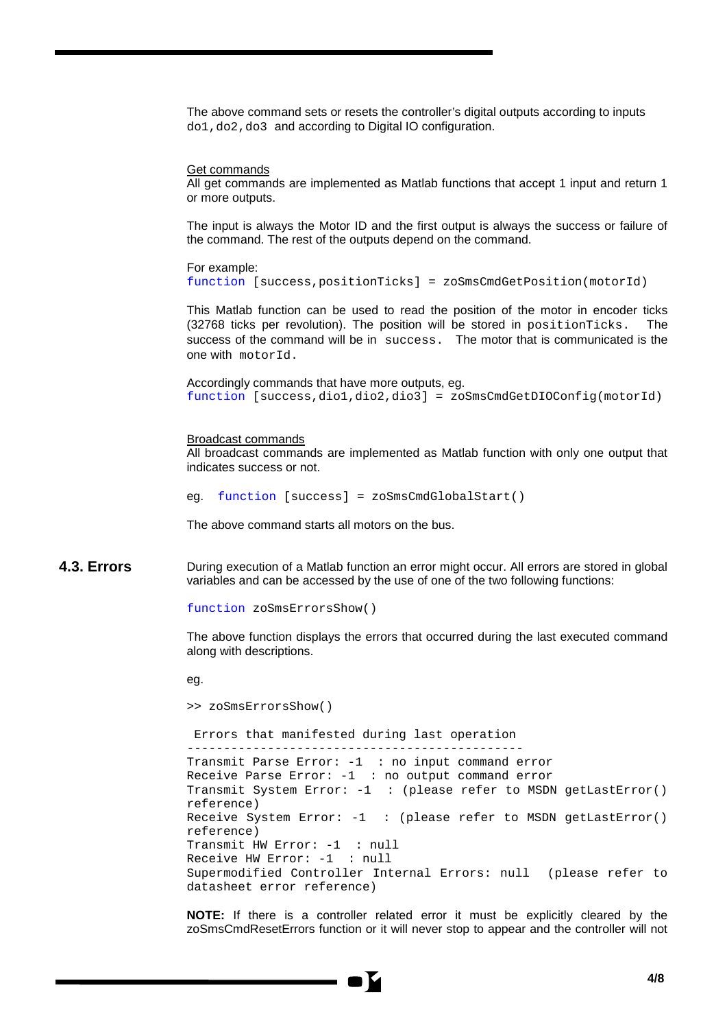The above command sets or resets the controller's digital outputs according to inputs `do1,do2,do3` and according to Digital IO configuration.

Get commands

All get commands are implemented as Matlab functions that accept 1 input and return 1 or more outputs.

The input is always the Motor ID and the first output is always the success or failure of the command. The rest of the outputs depend on the command.

For example:

```
function [success,positionTicks] = zoSmsCmdGetPosition(motorId)
```

This Matlab function can be used to read the position of the motor in encoder ticks (32768 ticks per revolution). The position will be stored in `positionTicks.` The success of the command will be in `success.` The motor that is communicated is the one with `motorId.`

Accordingly commands that have more outputs, eg.

```
function [success,dio1,dio2,dio3] = zoSmsCmdGetDIOConfig(motorId)
```

Broadcast commands

All broadcast commands are implemented as Matlab function with only one output that indicates success or not.

eg. `function [success] = zoSmsCmdGlobalStart()`

The above command starts all motors on the bus.

## 4.3. Errors

During execution of a Matlab function an error might occur. All errors are stored in global variables and can be accessed by the use of one of the two following functions:

```
function zoSmsErrorsShow()
```

The above function displays the errors that occurred during the last executed command along with descriptions.

eg.

```
>> zoSmsErrorsShow()

 Errors that manifested during last operation
----------------------------------------------
Transmit Parse Error: -1  : no input command error
Receive Parse Error: -1  : no output command error
Transmit System Error: -1  : (please refer to MSDN getLastError()
reference)
Receive System Error: -1  : (please refer to MSDN getLastError()
reference)
Transmit HW Error: -1  : null
Receive HW Error: -1  : null
Supermodified Controller Internal Errors: null  (please refer to
datasheet error reference)
```

**NOTE:** If there is a controller related error it must be explicitly cleared by the zoSmsCmdResetErrors function or it will never stop to appear and the controller will not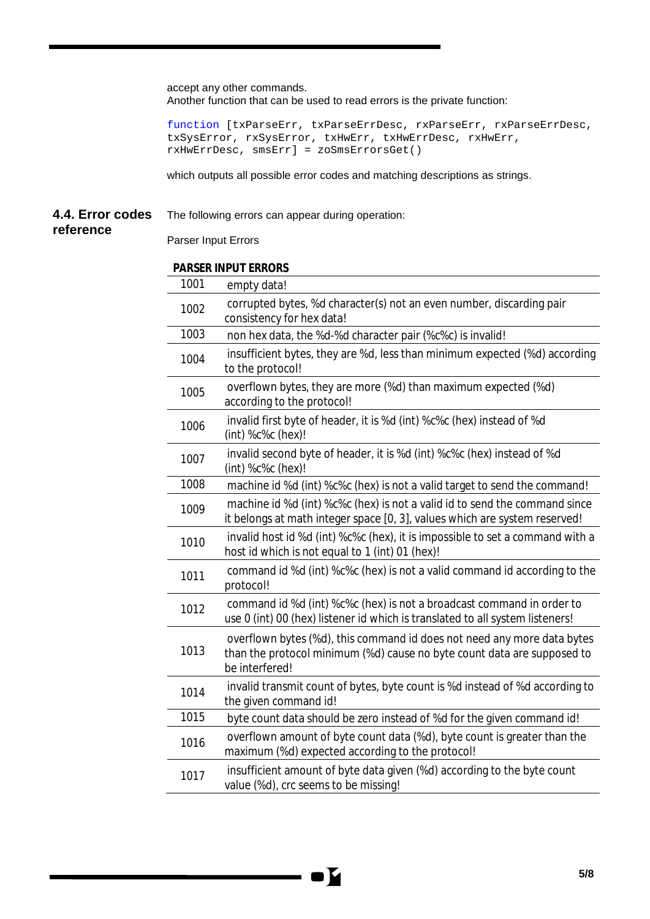accept any other commands.
Another function that can be used to read errors is the private function:

```
function [txParseErr, txParseErrDesc, rxParseErr, rxParseErrDesc,
txSysError, rxSysError, txHwErr, txHwErrDesc, rxHwErr,
rxHwErrDesc, smsErr] = zoSmsErrorsGet()
```

which outputs all possible error codes and matching descriptions as strings.

## 4.4. Error codes reference

The following errors can appear during operation:

Parser Input Errors

**PARSER INPUT ERRORS**

| Code | Description |
|---|---|
| 1001 | empty data! |
| 1002 | corrupted bytes, %d character(s) not an even number, discarding pair consistency for hex data! |
| 1003 | non hex data, the %d-%d character pair (%c%c) is invalid! |
| 1004 | insufficient bytes, they are %d, less than minimum expected (%d) according to the protocol! |
| 1005 | overflown bytes, they are more (%d) than maximum expected (%d) according to the protocol! |
| 1006 | invalid first byte of header, it is %d (int) %c%c (hex) instead of %d (int) %c%c (hex)! |
| 1007 | invalid second byte of header, it is %d (int) %c%c (hex) instead of %d (int) %c%c (hex)! |
| 1008 | machine id %d (int) %c%c (hex) is not a valid target to send the command! |
| 1009 | machine id %d (int) %c%c (hex) is not a valid id to send the command since it belongs at math integer space [0, 3], values which are system reserved! |
| 1010 | invalid host id %d (int) %c%c (hex), it is impossible to set a command with a host id which is not equal to 1 (int) 01 (hex)! |
| 1011 | command id %d (int) %c%c (hex) is not a valid command id according to the protocol! |
| 1012 | command id %d (int) %c%c (hex) is not a broadcast command in order to use 0 (int) 00 (hex) listener id which is translated to all system listeners! |
| 1013 | overflown bytes (%d), this command id does not need any more data bytes than the protocol minimum (%d) cause no byte count data are supposed to be interfered! |
| 1014 | invalid transmit count of bytes, byte count is %d instead of %d according to the given command id! |
| 1015 | byte count data should be zero instead of %d for the given command id! |
| 1016 | overflown amount of byte count data (%d), byte count is greater than the maximum (%d) expected according to the protocol! |
| 1017 | insufficient amount of byte data given (%d) according to the byte count value (%d), crc seems to be missing! |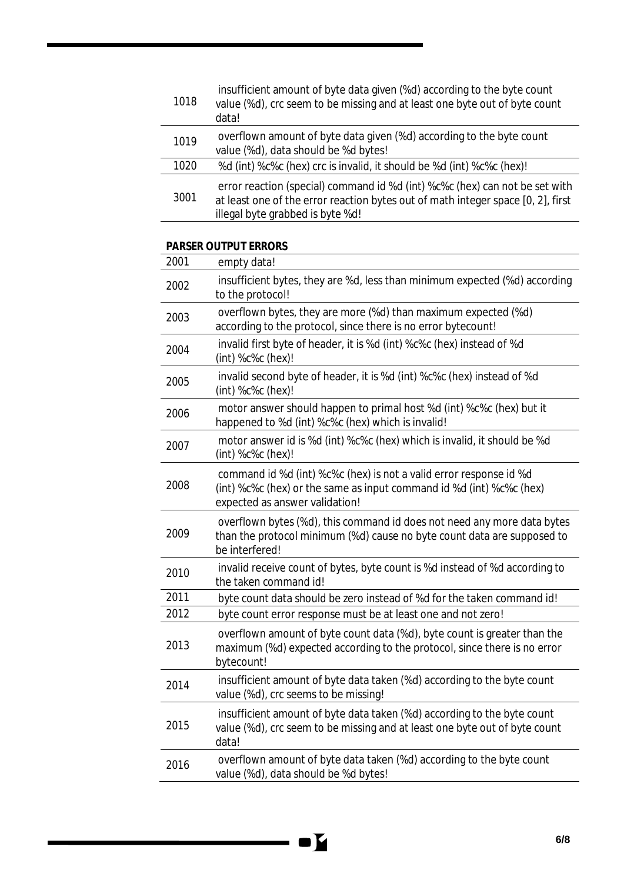| | |
|---|---|
| 1018 | insufficient amount of byte data given (%d) according to the byte count value (%d), crc seem to be missing and at least one byte out of byte count data! |
| 1019 | overflown amount of byte data given (%d) according to the byte count value (%d), data should be %d bytes! |
| 1020 | %d (int) %c%c (hex) crc is invalid, it should be %d (int) %c%c (hex)! |
| 3001 | error reaction (special) command id %d (int) %c%c (hex) can not be set with at least one of the error reaction bytes out of math integer space [0, 2], first illegal byte grabbed is byte %d! |

**PARSER OUTPUT ERRORS**

| | |
|---|---|
| 2001 | empty data! |
| 2002 | insufficient bytes, they are %d, less than minimum expected (%d) according to the protocol! |
| 2003 | overflown bytes, they are more (%d) than maximum expected (%d) according to the protocol, since there is no error bytecount! |
| 2004 | invalid first byte of header, it is %d (int) %c%c (hex) instead of %d (int) %c%c (hex)! |
| 2005 | invalid second byte of header, it is %d (int) %c%c (hex) instead of %d (int) %c%c (hex)! |
| 2006 | motor answer should happen to primal host %d (int) %c%c (hex) but it happened to %d (int) %c%c (hex) which is invalid! |
| 2007 | motor answer id is %d (int) %c%c (hex) which is invalid, it should be %d (int) %c%c (hex)! |
| 2008 | command id %d (int) %c%c (hex) is not a valid error response id %d (int) %c%c (hex) or the same as input command id %d (int) %c%c (hex) expected as answer validation! |
| 2009 | overflown bytes (%d), this command id does not need any more data bytes than the protocol minimum (%d) cause no byte count data are supposed to be interfered! |
| 2010 | invalid receive count of bytes, byte count is %d instead of %d according to the taken command id! |
| 2011 | byte count data should be zero instead of %d for the taken command id! |
| 2012 | byte count error response must be at least one and not zero! |
| 2013 | overflown amount of byte count data (%d), byte count is greater than the maximum (%d) expected according to the protocol, since there is no error bytecount! |
| 2014 | insufficient amount of byte data taken (%d) according to the byte count value (%d), crc seems to be missing! |
| 2015 | insufficient amount of byte data taken (%d) according to the byte count value (%d), crc seem to be missing and at least one byte out of byte count data! |
| 2016 | overflown amount of byte data taken (%d) according to the byte count value (%d), data should be %d bytes! |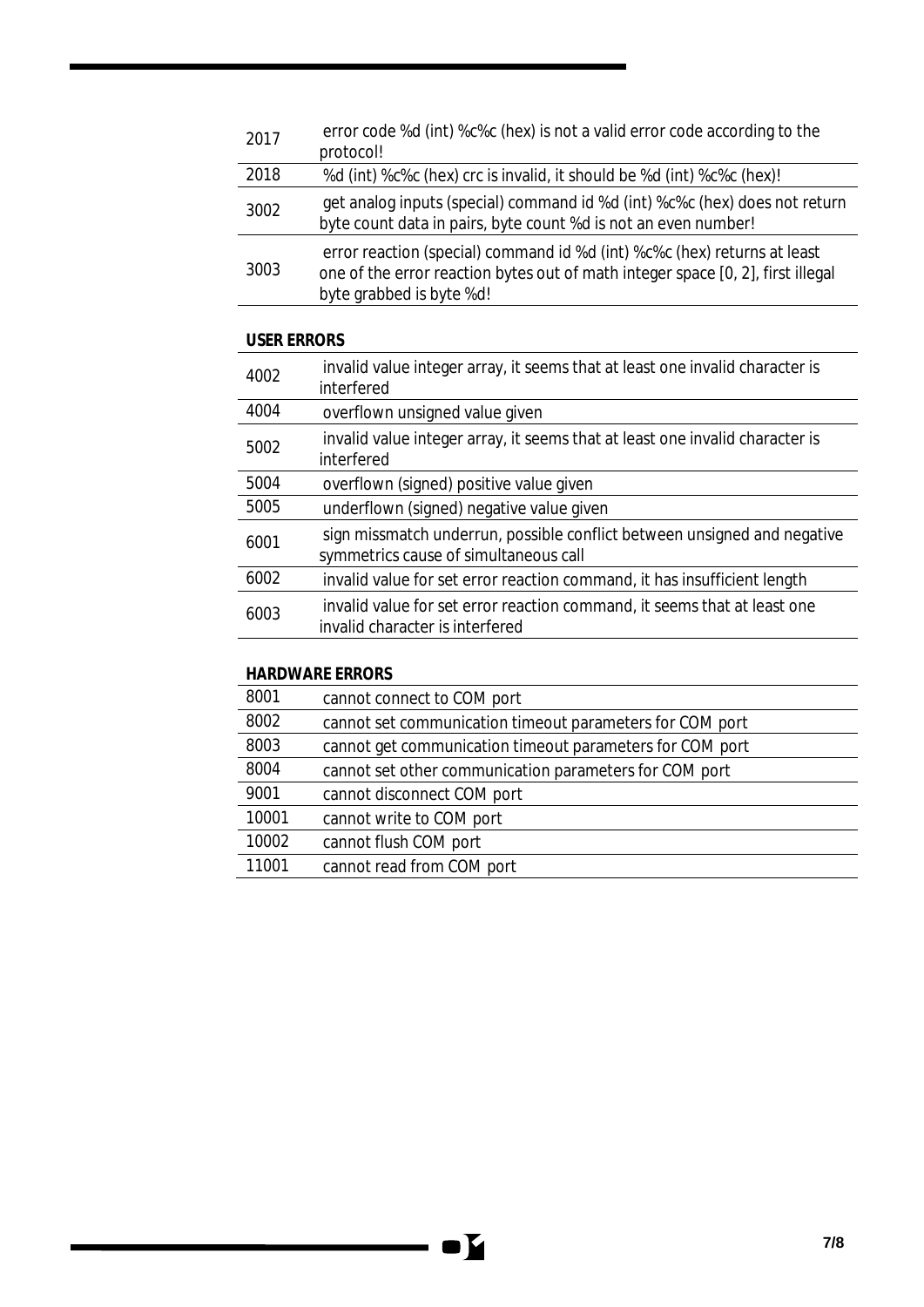| | |
|---|---|
| 2017 | error code %d (int) %c%c (hex) is not a valid error code according to the protocol! |
| 2018 | %d (int) %c%c (hex) crc is invalid, it should be %d (int) %c%c (hex)! |
| 3002 | get analog inputs (special) command id %d (int) %c%c (hex) does not return byte count data in pairs, byte count %d is not an even number! |
| 3003 | error reaction (special) command id %d (int) %c%c (hex) returns at least one of the error reaction bytes out of math integer space [0, 2], first illegal byte grabbed is byte %d! |

**USER ERRORS**

| | |
|---|---|
| 4002 | invalid value integer array, it seems that at least one invalid character is interfered |
| 4004 | overflown unsigned value given |
| 5002 | invalid value integer array, it seems that at least one invalid character is interfered |
| 5004 | overflown (signed) positive value given |
| 5005 | underflown (signed) negative value given |
| 6001 | sign missmatch underrun, possible conflict between unsigned and negative symmetrics cause of simultaneous call |
| 6002 | invalid value for set error reaction command, it has insufficient length |
| 6003 | invalid value for set error reaction command, it seems that at least one invalid character is interfered |

**HARDWARE ERRORS**

| | |
|---|---|
| 8001 | cannot connect to COM port |
| 8002 | cannot set communication timeout parameters for COM port |
| 8003 | cannot get communication timeout parameters for COM port |
| 8004 | cannot set other communication parameters for COM port |
| 9001 | cannot disconnect COM port |
| 10001 | cannot write to COM port |
| 10002 | cannot flush COM port |
| 11001 | cannot read from COM port |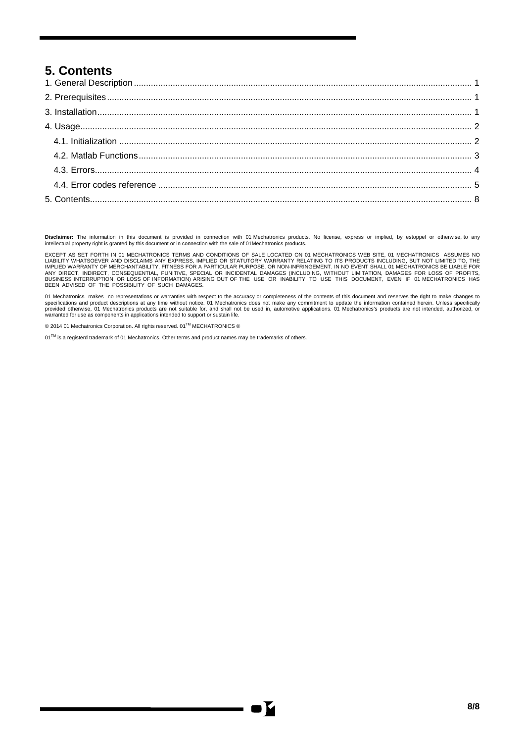# 5. Contents

1. General Description ........................................................ 1
2. Prerequisites ........................................................ 1
3. Installation ........................................................ 1
4. Usage ........................................................ 2
   - 4.1. Initialization ........................................................ 2
   - 4.2. Matlab Functions ........................................................ 3
   - 4.3. Errors ........................................................ 4
   - 4.4. Error codes reference ........................................................ 5
5. Contents ........................................................ 8

**Disclaimer:** The information in this document is provided in connection with 01 Mechatronics products. No license, express or implied, by estoppel or otherwise, to any intellectual property right is granted by this document or in connection with the sale of 01Mechatronics products.

EXCEPT AS SET FORTH IN 01 MECHATRONICS TERMS AND CONDITIONS OF SALE LOCATED ON 01 MECHATRONICS WEB SITE, 01 MECHATRONICS ASSUMES NO LIABILITY WHATSOEVER AND DISCLAIMS ANY EXPRESS, IMPLIED OR STATUTORY WARRANTY RELATING TO ITS PRODUCTS INCLUDING, BUT NOT LIMITED TO, THE IMPLIED WARRANTY OF MERCHANTABILITY, FITNESS FOR A PARTICULAR PURPOSE, OR NON-INFRINGEMENT. IN NO EVENT SHALL 01 MECHATRONICS BE LIABLE FOR ANY DIRECT, INDIRECT, CONSEQUENTIAL, PUNITIVE, SPECIAL OR INCIDENTAL DAMAGES (INCLUDING, WITHOUT LIMITATION, DAMAGES FOR LOSS OF PROFITS, BUSINESS INTERRUPTION, OR LOSS OF INFORMATION) ARISING OUT OF THE USE OR INABILITY TO USE THIS DOCUMENT, EVEN IF 01 MECHATRONICS HAS BEEN ADVISED OF THE POSSIBILITY OF SUCH DAMAGES.

01 Mechatronics makes no representations or warranties with respect to the accuracy or completeness of the contents of this document and reserves the right to make changes to specifications and product descriptions at any time without notice. 01 Mechatronics does not make any commitment to update the information contained herein. Unless specifically provided otherwise, 01 Mechatronics products are not suitable for, and shall not be used in, automotive applications. 01 Mechatronics's products are not intended, authorized, or warranted for use as components in applications intended to support or sustain life.

© 2014 01 Mechatronics Corporation. All rights reserved. 01™ MECHATRONICS ®

01™ is a registerd trademark of 01 Mechatronics. Other terms and product names may be trademarks of others.